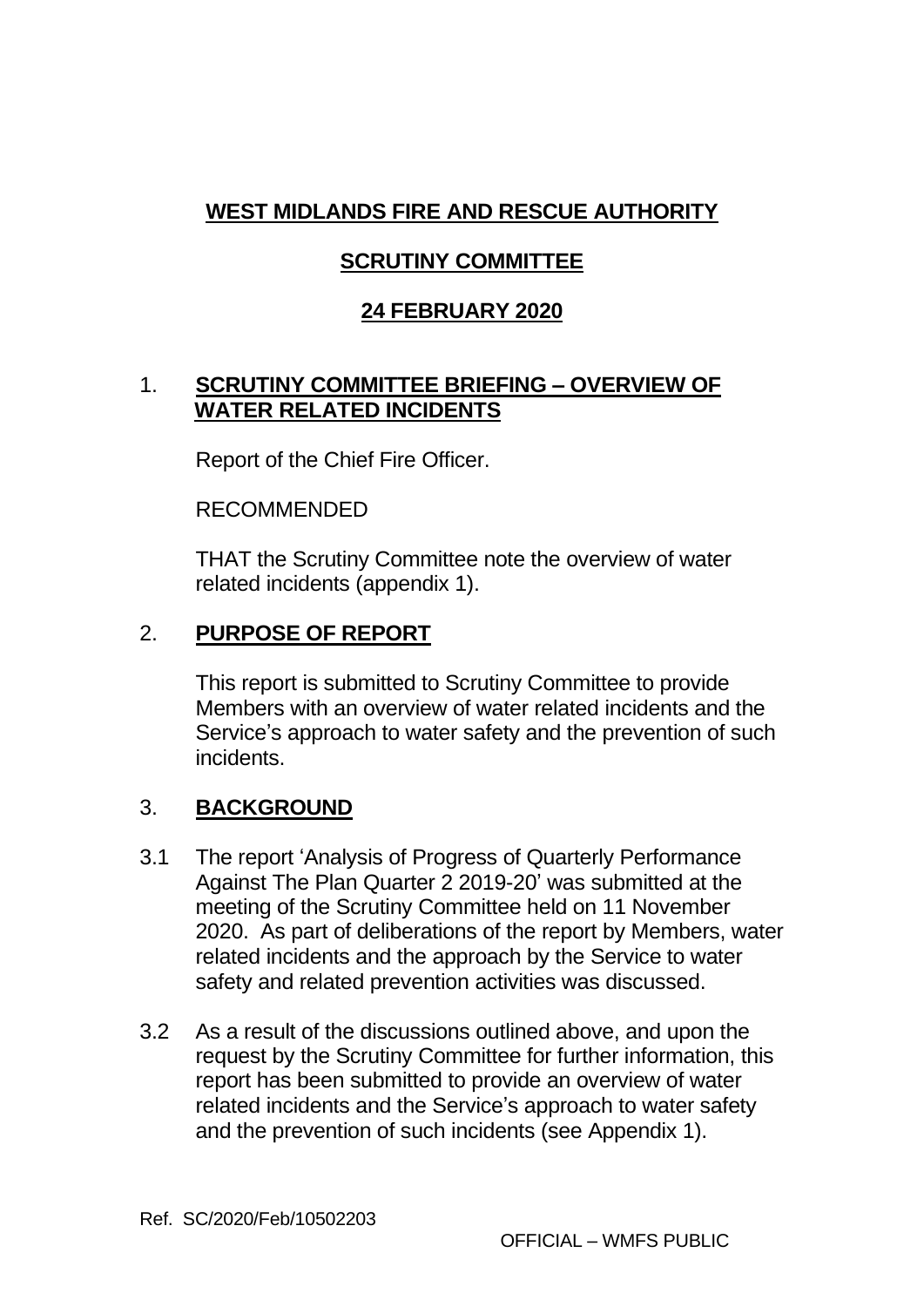**WEST MIDLANDS FIRE AND RESCUE AUTHORITY**

**SCRUTINY COMMITTEE**

**24 FEBRUARY 2020**

## 1. SCRUTINY COMMITTEE BRIEFING – OVERVIEW OF WATER RELATED INCIDENTS

Report of the Chief Fire Officer.

RECOMMENDED

THAT the Scrutiny Committee note the overview of water related incidents (appendix 1).

## 2. PURPOSE OF REPORT

This report is submitted to Scrutiny Committee to provide Members with an overview of water related incidents and the Service's approach to water safety and the prevention of such incidents.

## 3. BACKGROUND

3.1 The report 'Analysis of Progress of Quarterly Performance Against The Plan Quarter 2 2019-20' was submitted at the meeting of the Scrutiny Committee held on 11 November 2020. As part of deliberations of the report by Members, water related incidents and the approach by the Service to water safety and related prevention activities was discussed.

3.2 As a result of the discussions outlined above, and upon the request by the Scrutiny Committee for further information, this report has been submitted to provide an overview of water related incidents and the Service's approach to water safety and the prevention of such incidents (see Appendix 1).

Ref. SC/2020/Feb/10502203

OFFICIAL – WMFS PUBLIC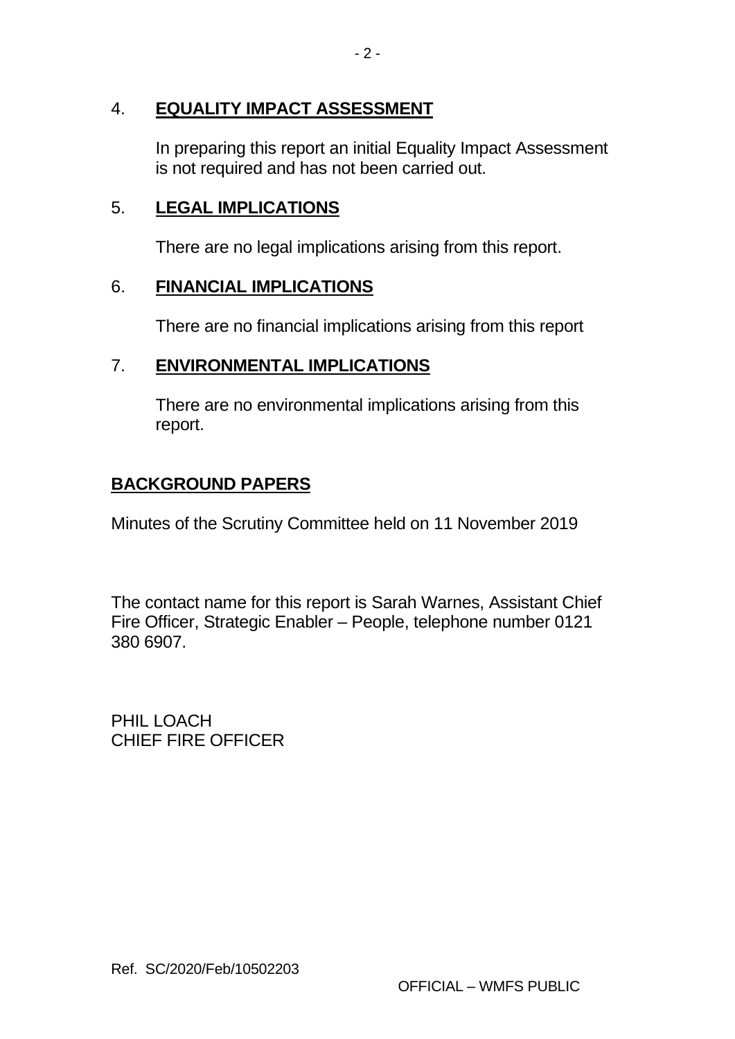## 4. **EQUALITY IMPACT ASSESSMENT**

In preparing this report an initial Equality Impact Assessment is not required and has not been carried out.

## 5. **LEGAL IMPLICATIONS**

There are no legal implications arising from this report.

## 6. **FINANCIAL IMPLICATIONS**

There are no financial implications arising from this report

## 7. **ENVIRONMENTAL IMPLICATIONS**

There are no environmental implications arising from this report.

## **BACKGROUND PAPERS**

Minutes of the Scrutiny Committee held on 11 November 2019

The contact name for this report is Sarah Warnes, Assistant Chief Fire Officer, Strategic Enabler – People, telephone number 0121 380 6907.

PHIL LOACH
CHIEF FIRE OFFICER

Ref. SC/2020/Feb/10502203

OFFICIAL – WMFS PUBLIC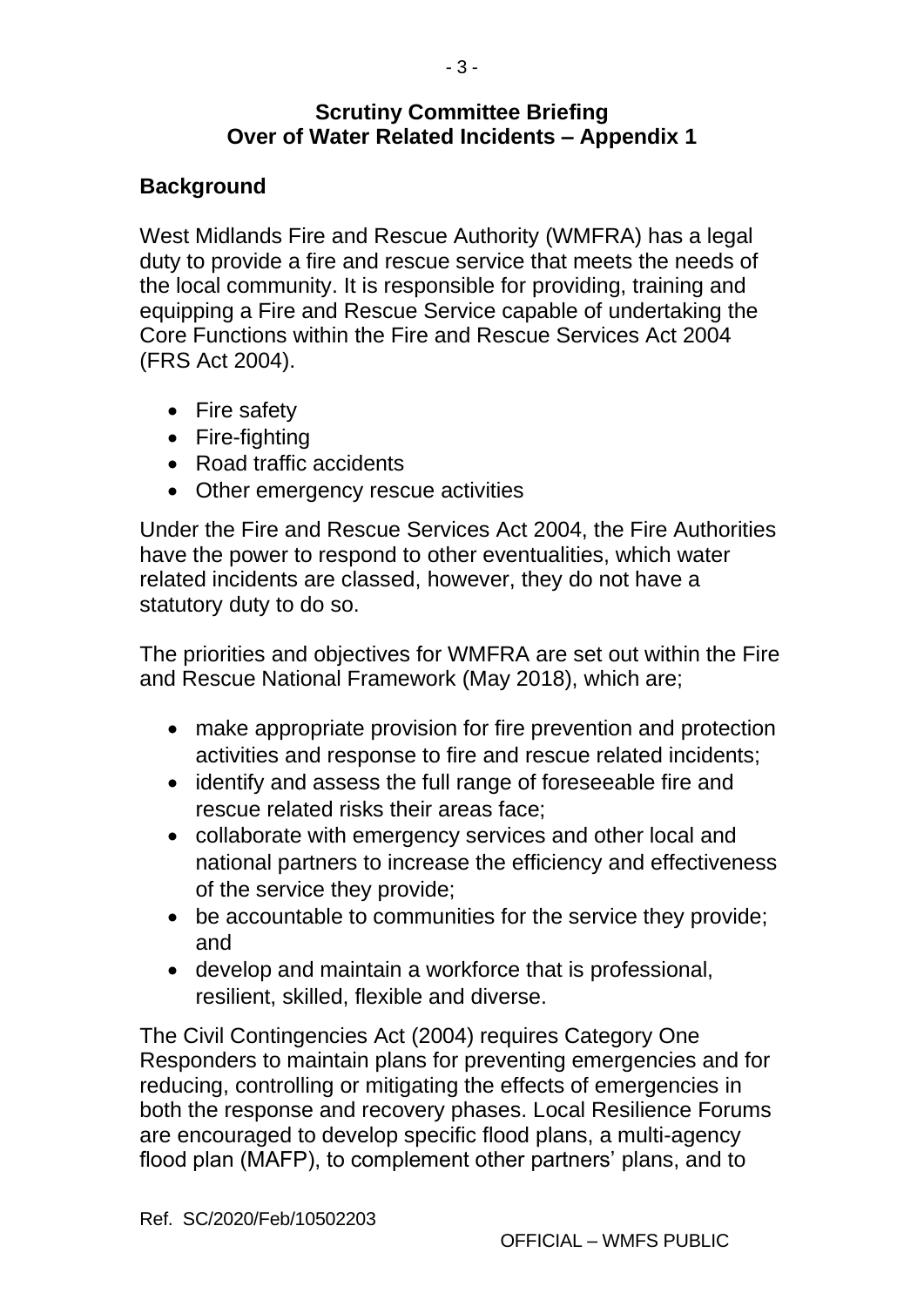**Scrutiny Committee Briefing**
**Over of Water Related Incidents – Appendix 1**

## Background

West Midlands Fire and Rescue Authority (WMFRA) has a legal duty to provide a fire and rescue service that meets the needs of the local community. It is responsible for providing, training and equipping a Fire and Rescue Service capable of undertaking the Core Functions within the Fire and Rescue Services Act 2004 (FRS Act 2004).

- Fire safety
- Fire-fighting
- Road traffic accidents
- Other emergency rescue activities

Under the Fire and Rescue Services Act 2004, the Fire Authorities have the power to respond to other eventualities, which water related incidents are classed, however, they do not have a statutory duty to do so.

The priorities and objectives for WMFRA are set out within the Fire and Rescue National Framework (May 2018), which are;

- make appropriate provision for fire prevention and protection activities and response to fire and rescue related incidents;
- identify and assess the full range of foreseeable fire and rescue related risks their areas face;
- collaborate with emergency services and other local and national partners to increase the efficiency and effectiveness of the service they provide;
- be accountable to communities for the service they provide; and
- develop and maintain a workforce that is professional, resilient, skilled, flexible and diverse.

The Civil Contingencies Act (2004) requires Category One Responders to maintain plans for preventing emergencies and for reducing, controlling or mitigating the effects of emergencies in both the response and recovery phases. Local Resilience Forums are encouraged to develop specific flood plans, a multi-agency flood plan (MAFP), to complement other partners' plans, and to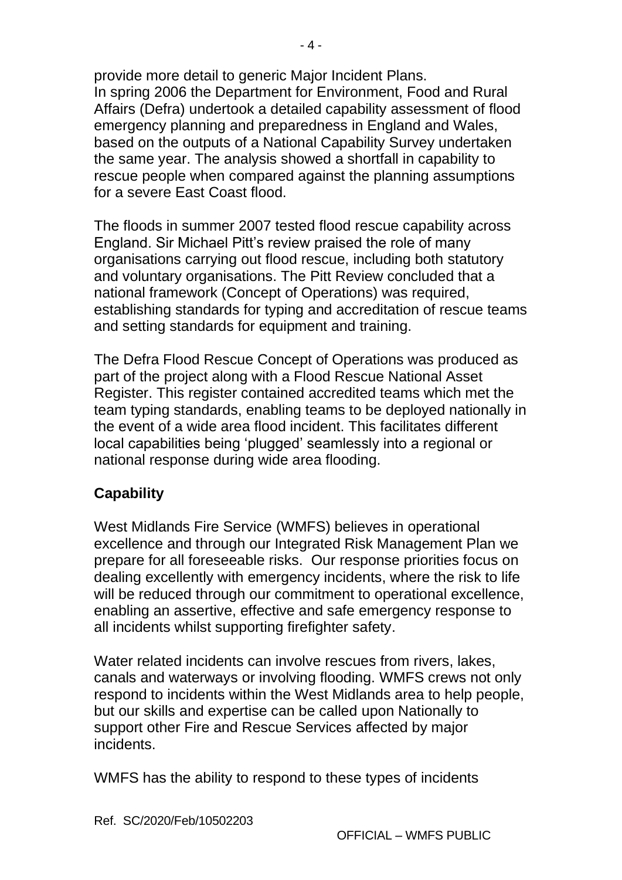provide more detail to generic Major Incident Plans.
In spring 2006 the Department for Environment, Food and Rural Affairs (Defra) undertook a detailed capability assessment of flood emergency planning and preparedness in England and Wales, based on the outputs of a National Capability Survey undertaken the same year. The analysis showed a shortfall in capability to rescue people when compared against the planning assumptions for a severe East Coast flood.

The floods in summer 2007 tested flood rescue capability across England. Sir Michael Pitt's review praised the role of many organisations carrying out flood rescue, including both statutory and voluntary organisations. The Pitt Review concluded that a national framework (Concept of Operations) was required, establishing standards for typing and accreditation of rescue teams and setting standards for equipment and training.

The Defra Flood Rescue Concept of Operations was produced as part of the project along with a Flood Rescue National Asset Register. This register contained accredited teams which met the team typing standards, enabling teams to be deployed nationally in the event of a wide area flood incident. This facilitates different local capabilities being 'plugged' seamlessly into a regional or national response during wide area flooding.

**Capability**

West Midlands Fire Service (WMFS) believes in operational excellence and through our Integrated Risk Management Plan we prepare for all foreseeable risks. Our response priorities focus on dealing excellently with emergency incidents, where the risk to life will be reduced through our commitment to operational excellence, enabling an assertive, effective and safe emergency response to all incidents whilst supporting firefighter safety.

Water related incidents can involve rescues from rivers, lakes, canals and waterways or involving flooding. WMFS crews not only respond to incidents within the West Midlands area to help people, but our skills and expertise can be called upon Nationally to support other Fire and Rescue Services affected by major incidents.

WMFS has the ability to respond to these types of incidents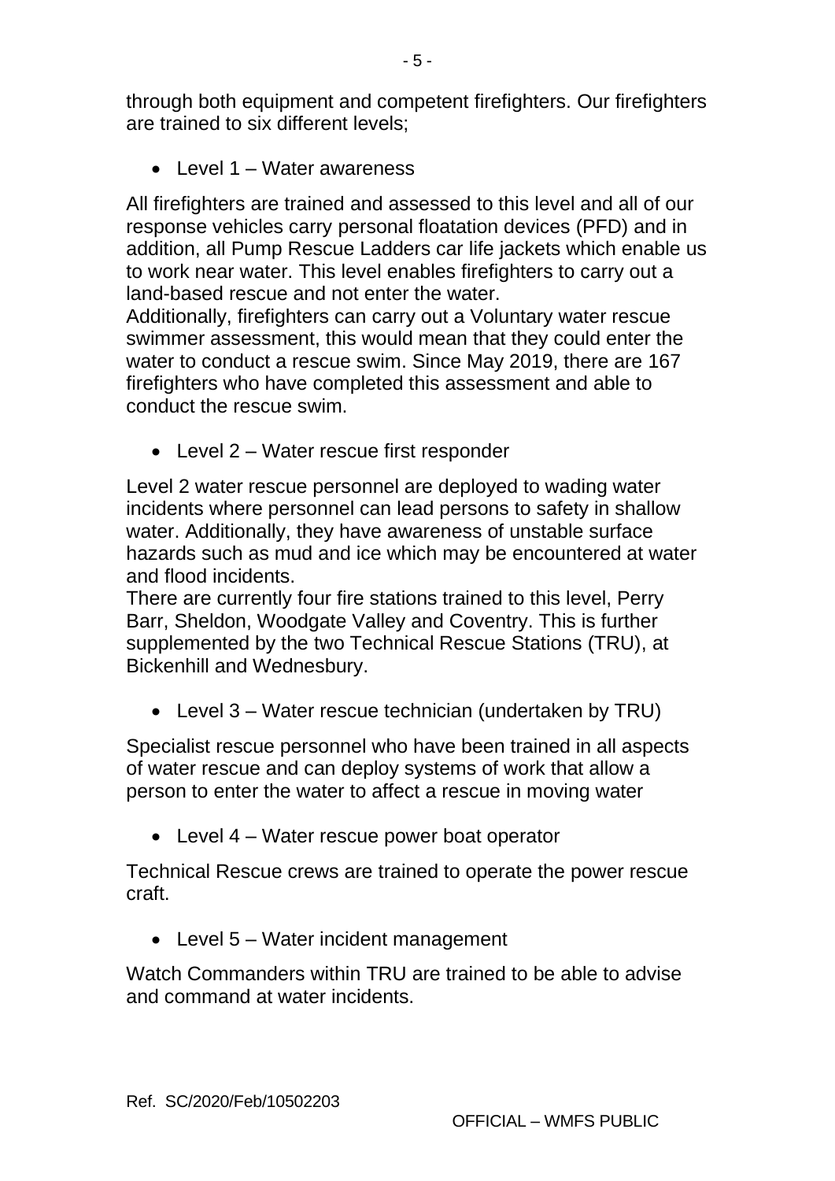through both equipment and competent firefighters. Our firefighters are trained to six different levels;

- Level 1 – Water awareness

All firefighters are trained and assessed to this level and all of our response vehicles carry personal floatation devices (PFD) and in addition, all Pump Rescue Ladders car life jackets which enable us to work near water. This level enables firefighters to carry out a land-based rescue and not enter the water.
Additionally, firefighters can carry out a Voluntary water rescue swimmer assessment, this would mean that they could enter the water to conduct a rescue swim. Since May 2019, there are 167 firefighters who have completed this assessment and able to conduct the rescue swim.

- Level 2 – Water rescue first responder

Level 2 water rescue personnel are deployed to wading water incidents where personnel can lead persons to safety in shallow water. Additionally, they have awareness of unstable surface hazards such as mud and ice which may be encountered at water and flood incidents.
There are currently four fire stations trained to this level, Perry Barr, Sheldon, Woodgate Valley and Coventry. This is further supplemented by the two Technical Rescue Stations (TRU), at Bickenhill and Wednesbury.

- Level 3 – Water rescue technician (undertaken by TRU)

Specialist rescue personnel who have been trained in all aspects of water rescue and can deploy systems of work that allow a person to enter the water to affect a rescue in moving water

- Level 4 – Water rescue power boat operator

Technical Rescue crews are trained to operate the power rescue craft.

- Level 5 – Water incident management

Watch Commanders within TRU are trained to be able to advise and command at water incidents.

Ref. SC/2020/Feb/10502203

OFFICIAL – WMFS PUBLIC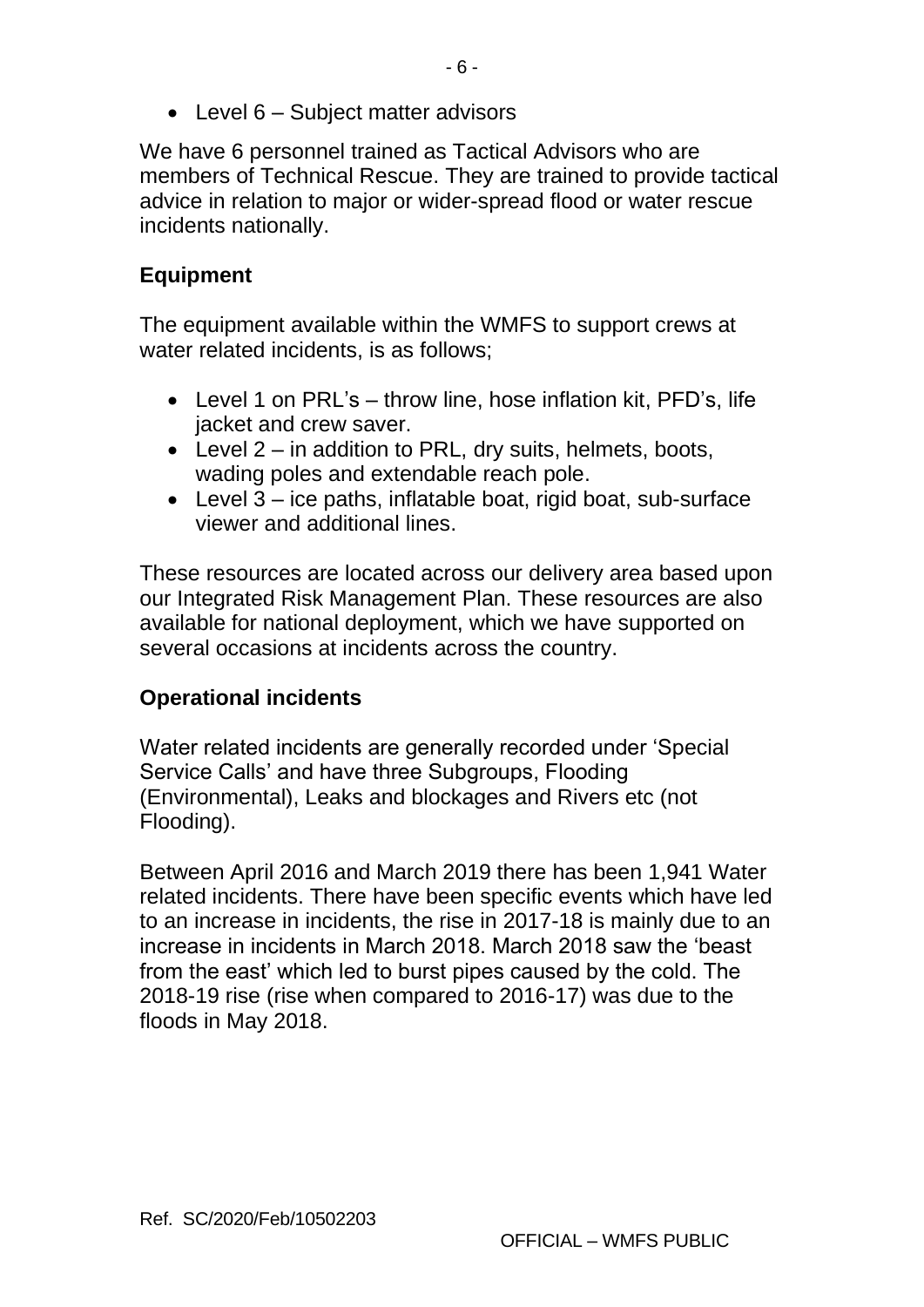- Level 6 – Subject matter advisors

We have 6 personnel trained as Tactical Advisors who are members of Technical Rescue. They are trained to provide tactical advice in relation to major or wider-spread flood or water rescue incidents nationally.

**Equipment**

The equipment available within the WMFS to support crews at water related incidents, is as follows;

- Level 1 on PRL's – throw line, hose inflation kit, PFD's, life jacket and crew saver.
- Level 2 – in addition to PRL, dry suits, helmets, boots, wading poles and extendable reach pole.
- Level 3 – ice paths, inflatable boat, rigid boat, sub-surface viewer and additional lines.

These resources are located across our delivery area based upon our Integrated Risk Management Plan. These resources are also available for national deployment, which we have supported on several occasions at incidents across the country.

**Operational incidents**

Water related incidents are generally recorded under 'Special Service Calls' and have three Subgroups, Flooding (Environmental), Leaks and blockages and Rivers etc (not Flooding).

Between April 2016 and March 2019 there has been 1,941 Water related incidents. There have been specific events which have led to an increase in incidents, the rise in 2017-18 is mainly due to an increase in incidents in March 2018. March 2018 saw the 'beast from the east' which led to burst pipes caused by the cold. The 2018-19 rise (rise when compared to 2016-17) was due to the floods in May 2018.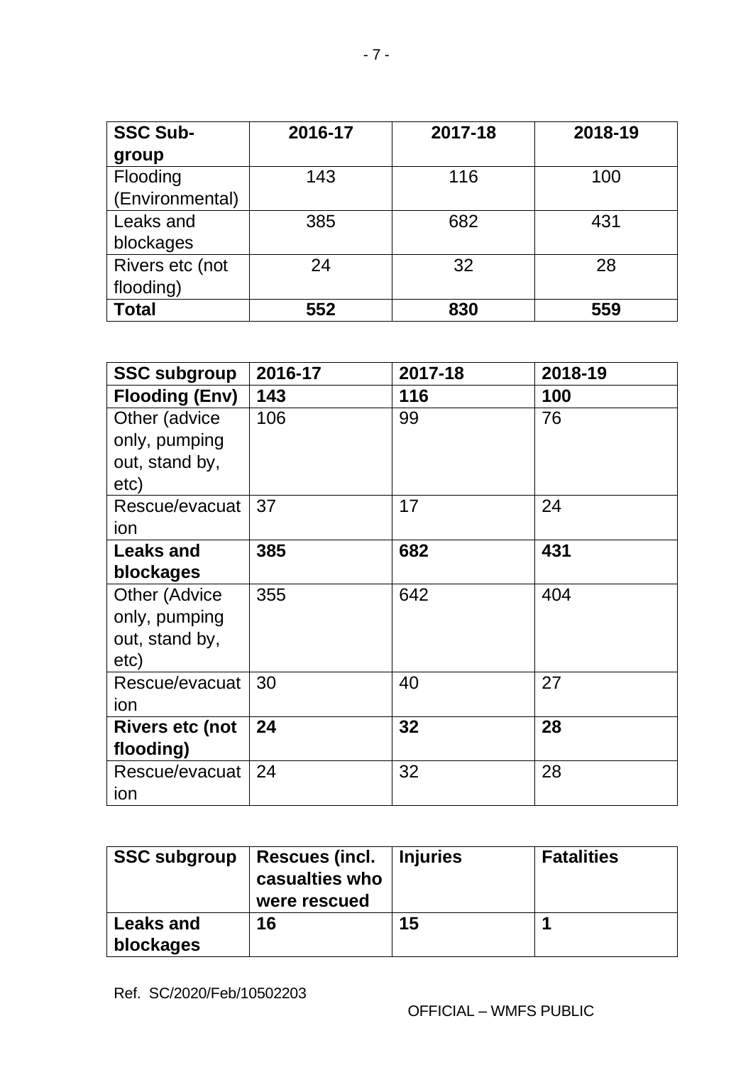| **SSC Sub-group** | **2016-17** | **2017-18** | **2018-19** |
|---|---|---|---|
| Flooding (Environmental) | 143 | 116 | 100 |
| Leaks and blockages | 385 | 682 | 431 |
| Rivers etc (not flooding) | 24 | 32 | 28 |
| **Total** | **552** | **830** | **559** |

| **SSC subgroup** | **2016-17** | **2017-18** | **2018-19** |
|---|---|---|---|
| **Flooding (Env)** | **143** | **116** | **100** |
| Other (advice only, pumping out, stand by, etc) | 106 | 99 | 76 |
| Rescue/evacuation | 37 | 17 | 24 |
| **Leaks and blockages** | **385** | **682** | **431** |
| Other (Advice only, pumping out, stand by, etc) | 355 | 642 | 404 |
| Rescue/evacuation | 30 | 40 | 27 |
| **Rivers etc (not flooding)** | **24** | **32** | **28** |
| Rescue/evacuation | 24 | 32 | 28 |

| **SSC subgroup** | **Rescues (incl. casualties who were rescued** | **Injuries** | **Fatalities** |
|---|---|---|---|
| **Leaks and blockages** | **16** | **15** | **1** |

Ref. SC/2020/Feb/10502203

OFFICIAL – WMFS PUBLIC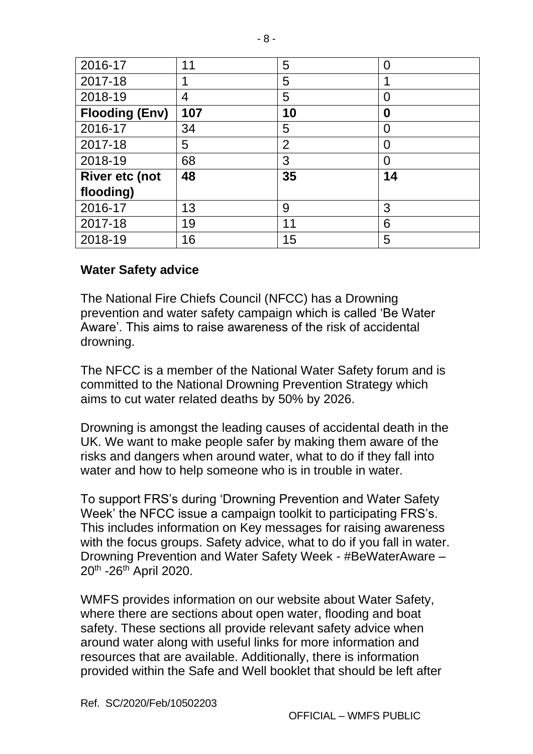| 2016-17 | 11 | 5 | 0 |
| --- | --- | --- | --- |
| 2017-18 | 1 | 5 | 1 |
| 2018-19 | 4 | 5 | 0 |
| **Flooding (Env)** | **107** | **10** | **0** |
| 2016-17 | 34 | 5 | 0 |
| 2017-18 | 5 | 2 | 0 |
| 2018-19 | 68 | 3 | 0 |
| **River etc (not flooding)** | **48** | **35** | **14** |
| 2016-17 | 13 | 9 | 3 |
| 2017-18 | 19 | 11 | 6 |
| 2018-19 | 16 | 15 | 5 |

**Water Safety advice**

The National Fire Chiefs Council (NFCC) has a Drowning prevention and water safety campaign which is called 'Be Water Aware'. This aims to raise awareness of the risk of accidental drowning.

The NFCC is a member of the National Water Safety forum and is committed to the National Drowning Prevention Strategy which aims to cut water related deaths by 50% by 2026.

Drowning is amongst the leading causes of accidental death in the UK. We want to make people safer by making them aware of the risks and dangers when around water, what to do if they fall into water and how to help someone who is in trouble in water.

To support FRS's during 'Drowning Prevention and Water Safety Week' the NFCC issue a campaign toolkit to participating FRS's. This includes information on Key messages for raising awareness with the focus groups. Safety advice, what to do if you fall in water. Drowning Prevention and Water Safety Week - #BeWaterAware – 20th -26th April 2020.

WMFS provides information on our website about Water Safety, where there are sections about open water, flooding and boat safety. These sections all provide relevant safety advice when around water along with useful links for more information and resources that are available. Additionally, there is information provided within the Safe and Well booklet that should be left after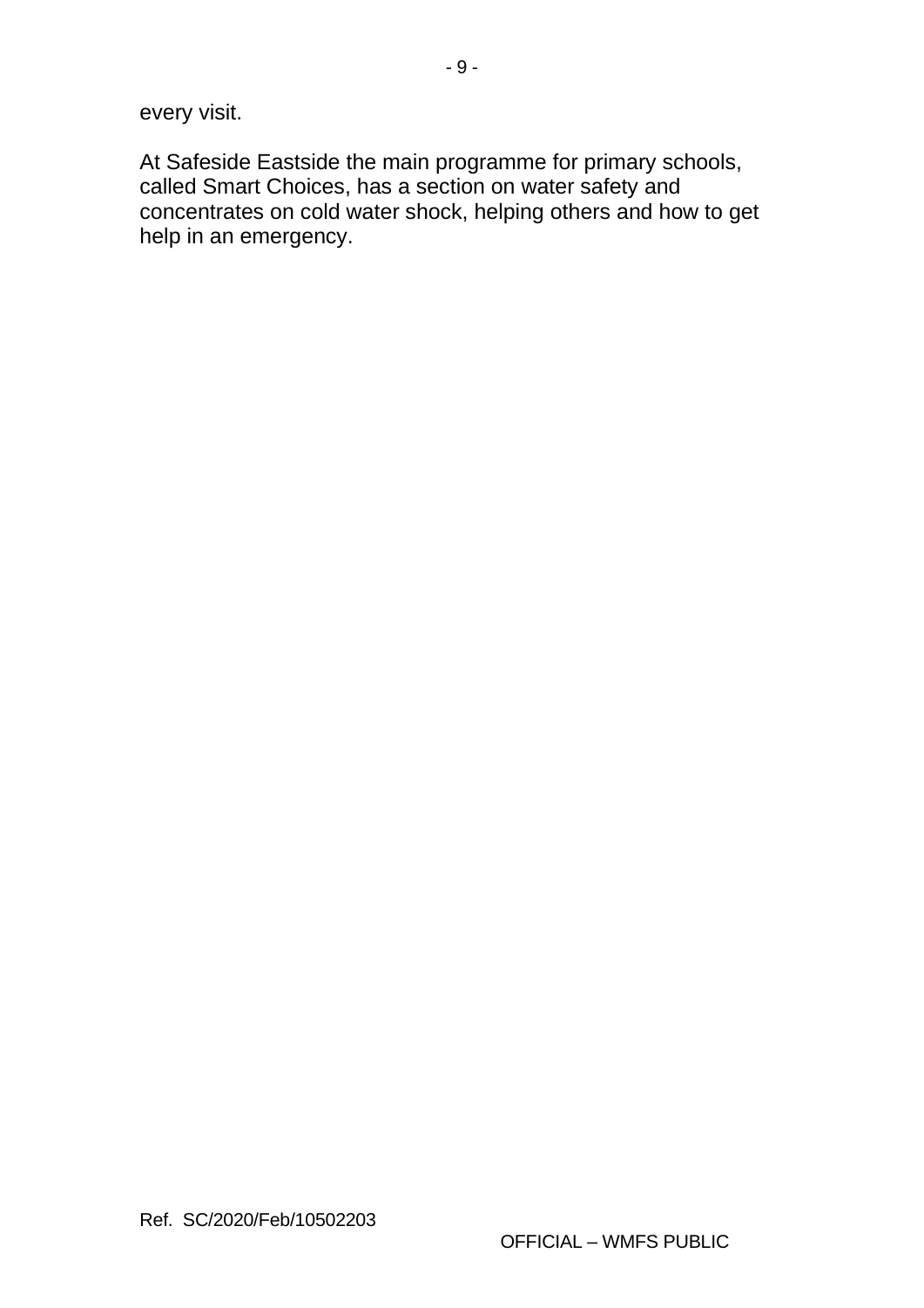every visit.

At Safeside Eastside the main programme for primary schools, called Smart Choices, has a section on water safety and concentrates on cold water shock, helping others and how to get help in an emergency.